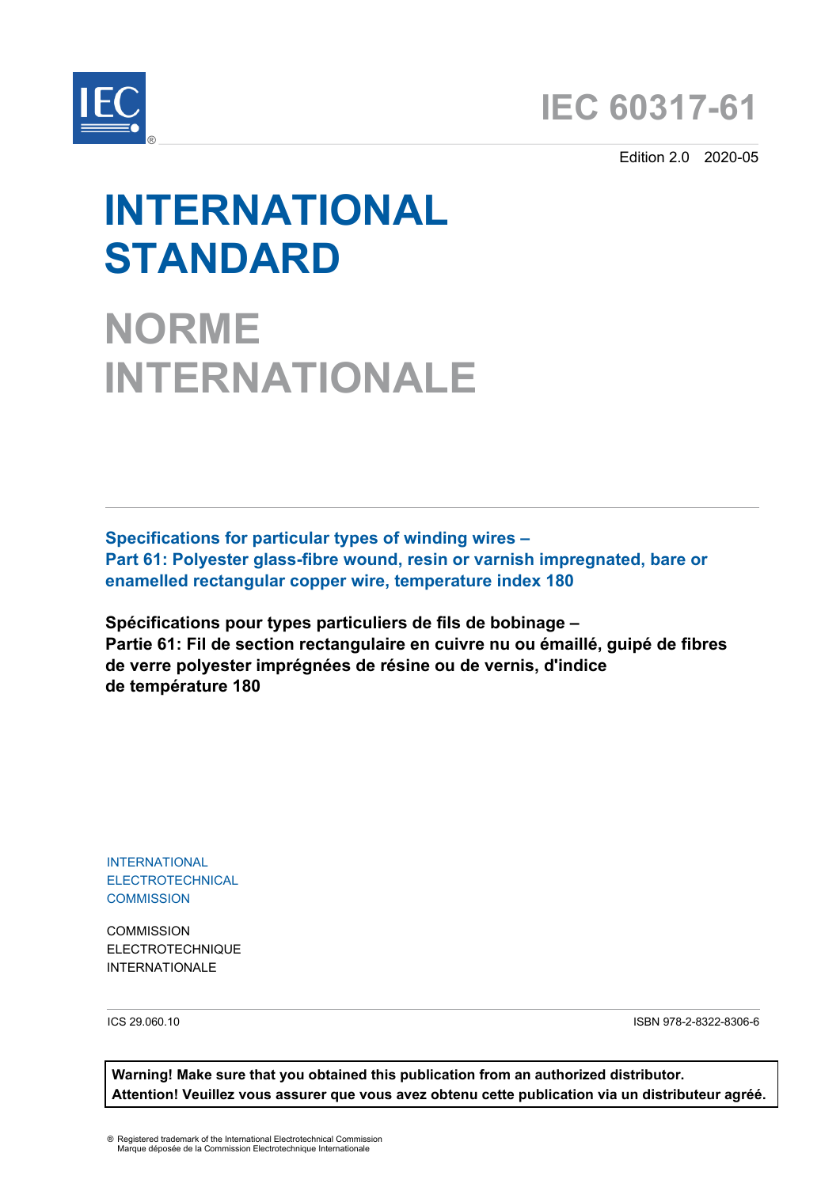# IEC 60317-61

Edition 2.0 2020-05

# INTERNATIONAL STANDARD

# NORME INTERNATIONALE

**Specifications for particular types of winding wires –**
**Part 61: Polyester glass-fibre wound, resin or varnish impregnated, bare or enamelled rectangular copper wire, temperature index 180**

**Spécifications pour types particuliers de fils de bobinage –**
**Partie 61: Fil de section rectangulaire en cuivre nu ou émaillé, guipé de fibres de verre polyester imprégnées de résine ou de vernis, d'indice de température 180**

INTERNATIONAL ELECTROTECHNICAL COMMISSION

COMMISSION ELECTROTECHNIQUE INTERNATIONALE

ICS 29.060.10

ISBN 978-2-8322-8306-6

**Warning! Make sure that you obtained this publication from an authorized distributor.**
**Attention! Veuillez vous assurer que vous avez obtenu cette publication via un distributeur agréé.**

® Registered trademark of the International Electrotechnical Commission
Marque déposée de la Commission Electrotechnique Internationale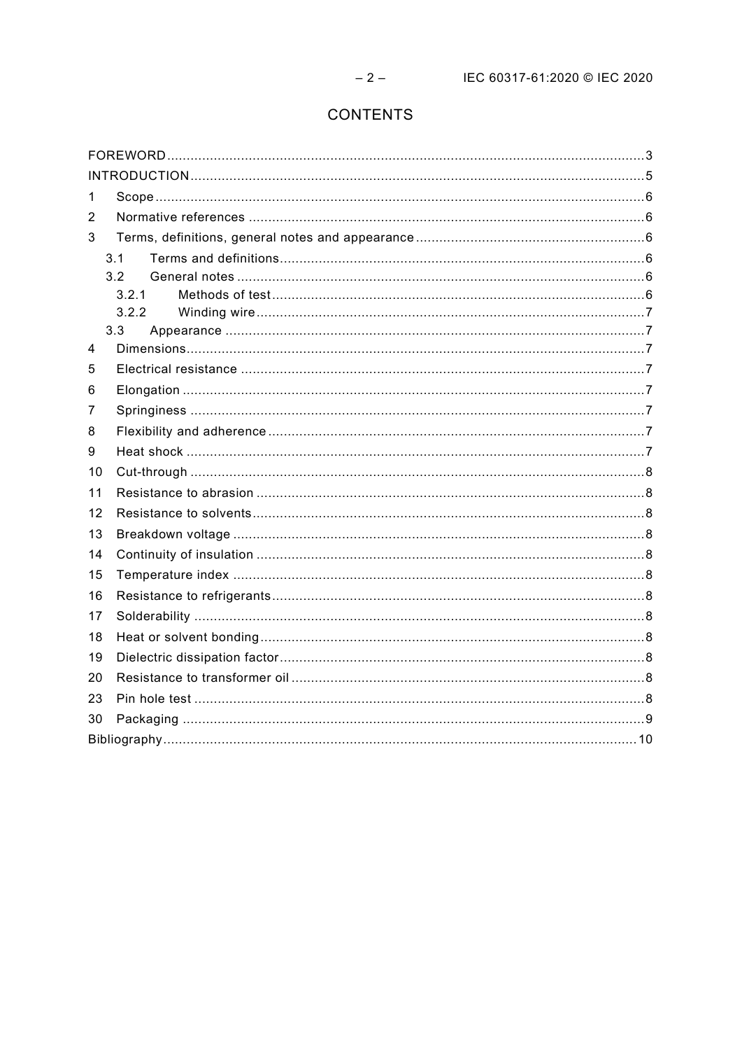# CONTENTS

FOREWORD ... 3
INTRODUCTION ... 5
1 Scope ... 6
2 Normative references ... 6
3 Terms, definitions, general notes and appearance ... 6
 3.1 Terms and definitions ... 6
 3.2 General notes ... 6
  3.2.1 Methods of test ... 6
  3.2.2 Winding wire ... 7
 3.3 Appearance ... 7
4 Dimensions ... 7
5 Electrical resistance ... 7
6 Elongation ... 7
7 Springiness ... 7
8 Flexibility and adherence ... 7
9 Heat shock ... 7
10 Cut-through ... 8
11 Resistance to abrasion ... 8
12 Resistance to solvents ... 8
13 Breakdown voltage ... 8
14 Continuity of insulation ... 8
15 Temperature index ... 8
16 Resistance to refrigerants ... 8
17 Solderability ... 8
18 Heat or solvent bonding ... 8
19 Dielectric dissipation factor ... 8
20 Resistance to transformer oil ... 8
23 Pin hole test ... 8
30 Packaging ... 9
Bibliography ... 10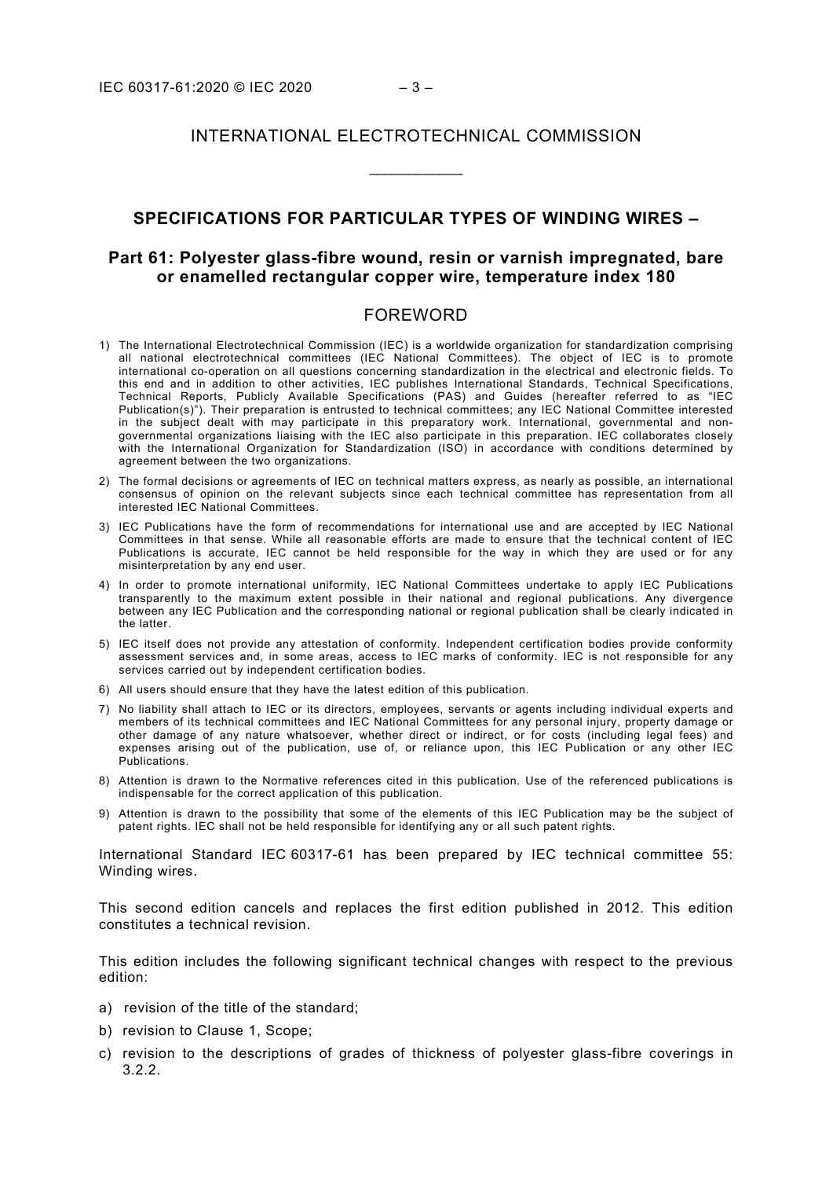INTERNATIONAL ELECTROTECHNICAL COMMISSION

\_\_\_\_\_\_\_\_\_\_\_\_

## SPECIFICATIONS FOR PARTICULAR TYPES OF WINDING WIRES –

### Part 61: Polyester glass-fibre wound, resin or varnish impregnated, bare or enamelled rectangular copper wire, temperature index 180

## FOREWORD

1) The International Electrotechnical Commission (IEC) is a worldwide organization for standardization comprising all national electrotechnical committees (IEC National Committees). The object of IEC is to promote international co-operation on all questions concerning standardization in the electrical and electronic fields. To this end and in addition to other activities, IEC publishes International Standards, Technical Specifications, Technical Reports, Publicly Available Specifications (PAS) and Guides (hereafter referred to as "IEC Publication(s)"). Their preparation is entrusted to technical committees; any IEC National Committee interested in the subject dealt with may participate in this preparatory work. International, governmental and non-governmental organizations liaising with the IEC also participate in this preparation. IEC collaborates closely with the International Organization for Standardization (ISO) in accordance with conditions determined by agreement between the two organizations.
2) The formal decisions or agreements of IEC on technical matters express, as nearly as possible, an international consensus of opinion on the relevant subjects since each technical committee has representation from all interested IEC National Committees.
3) IEC Publications have the form of recommendations for international use and are accepted by IEC National Committees in that sense. While all reasonable efforts are made to ensure that the technical content of IEC Publications is accurate, IEC cannot be held responsible for the way in which they are used or for any misinterpretation by any end user.
4) In order to promote international uniformity, IEC National Committees undertake to apply IEC Publications transparently to the maximum extent possible in their national and regional publications. Any divergence between any IEC Publication and the corresponding national or regional publication shall be clearly indicated in the latter.
5) IEC itself does not provide any attestation of conformity. Independent certification bodies provide conformity assessment services and, in some areas, access to IEC marks of conformity. IEC is not responsible for any services carried out by independent certification bodies.
6) All users should ensure that they have the latest edition of this publication.
7) No liability shall attach to IEC or its directors, employees, servants or agents including individual experts and members of its technical committees and IEC National Committees for any personal injury, property damage or other damage of any nature whatsoever, whether direct or indirect, or for costs (including legal fees) and expenses arising out of the publication, use of, or reliance upon, this IEC Publication or any other IEC Publications.
8) Attention is drawn to the Normative references cited in this publication. Use of the referenced publications is indispensable for the correct application of this publication.
9) Attention is drawn to the possibility that some of the elements of this IEC Publication may be the subject of patent rights. IEC shall not be held responsible for identifying any or all such patent rights.

International Standard IEC 60317-61 has been prepared by IEC technical committee 55: Winding wires.

This second edition cancels and replaces the first edition published in 2012. This edition constitutes a technical revision.

This edition includes the following significant technical changes with respect to the previous edition:

a) revision of the title of the standard;
b) revision to Clause 1, Scope;
c) revision to the descriptions of grades of thickness of polyester glass-fibre coverings in 3.2.2.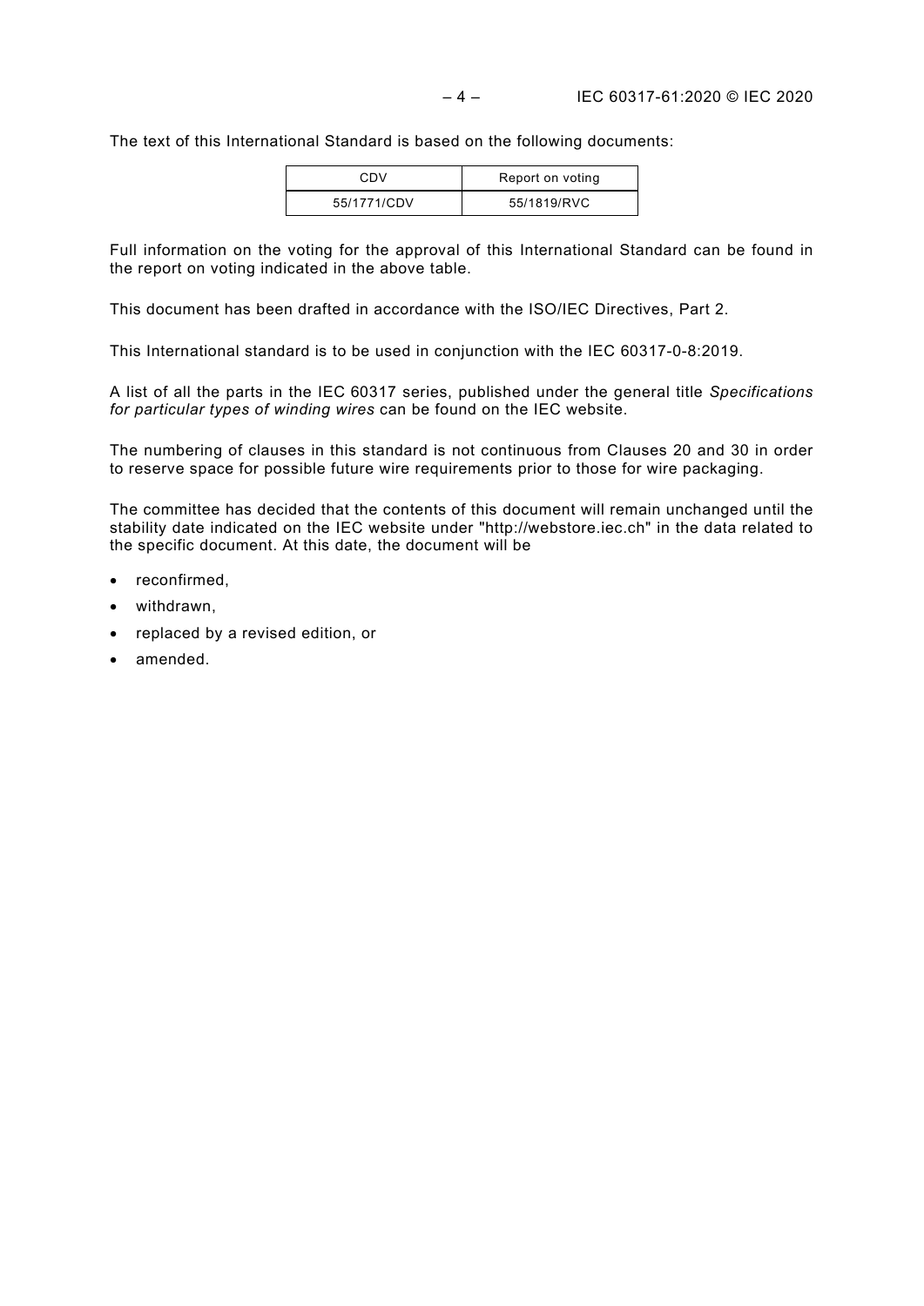The text of this International Standard is based on the following documents:

| CDV | Report on voting |
| --- | --- |
| 55/1771/CDV | 55/1819/RVC |

Full information on the voting for the approval of this International Standard can be found in the report on voting indicated in the above table.

This document has been drafted in accordance with the ISO/IEC Directives, Part 2.

This International standard is to be used in conjunction with the IEC 60317-0-8:2019.

A list of all the parts in the IEC 60317 series, published under the general title *Specifications for particular types of winding wires* can be found on the IEC website.

The numbering of clauses in this standard is not continuous from Clauses 20 and 30 in order to reserve space for possible future wire requirements prior to those for wire packaging.

The committee has decided that the contents of this document will remain unchanged until the stability date indicated on the IEC website under "http://webstore.iec.ch" in the data related to the specific document. At this date, the document will be

- reconfirmed,
- withdrawn,
- replaced by a revised edition, or
- amended.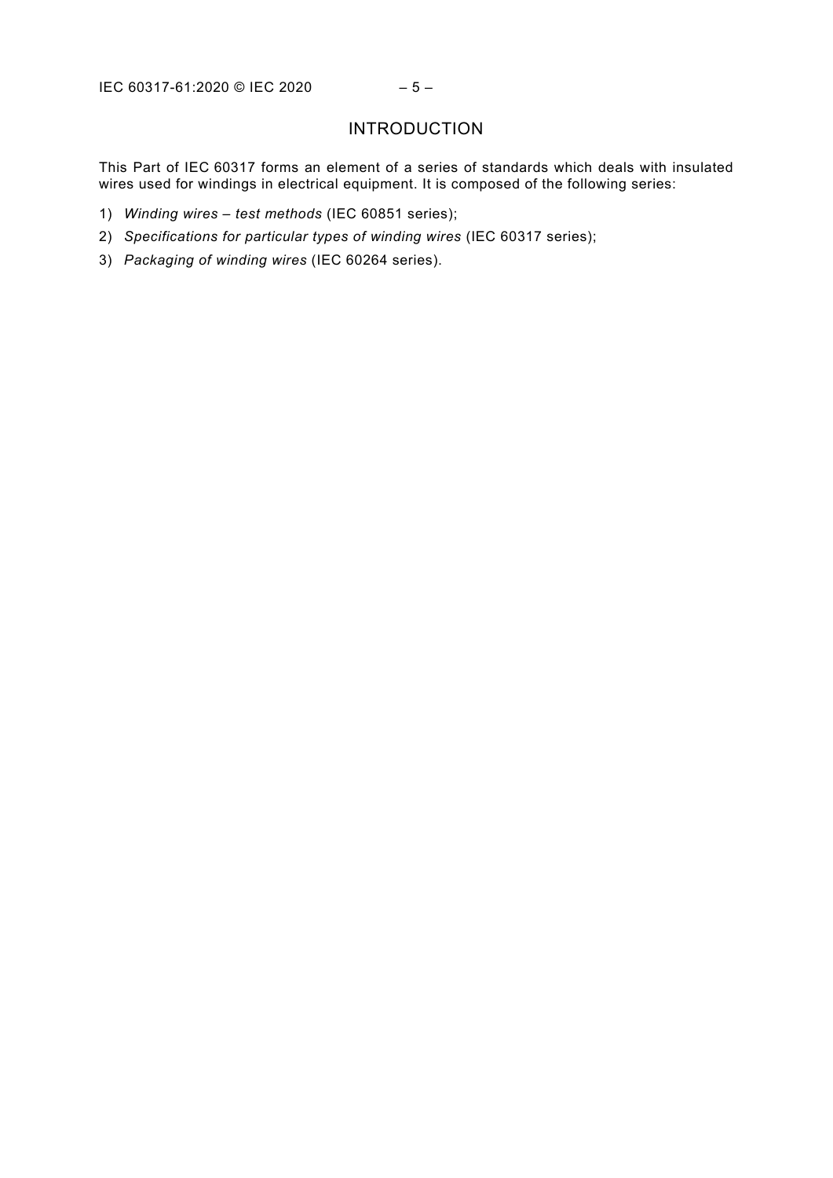# INTRODUCTION

This Part of IEC 60317 forms an element of a series of standards which deals with insulated wires used for windings in electrical equipment. It is composed of the following series:

1) *Winding wires – test methods* (IEC 60851 series);
2) *Specifications for particular types of winding wires* (IEC 60317 series);
3) *Packaging of winding wires* (IEC 60264 series).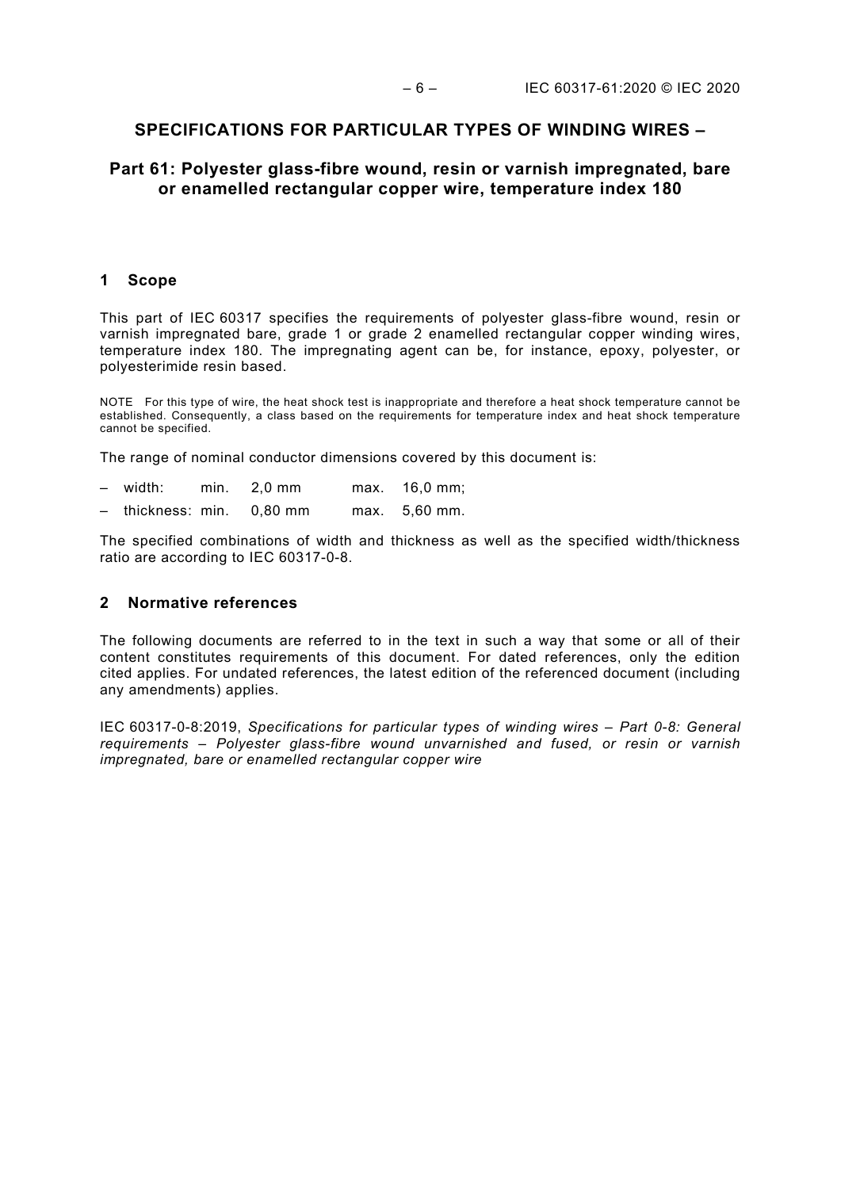# SPECIFICATIONS FOR PARTICULAR TYPES OF WINDING WIRES –

## Part 61: Polyester glass-fibre wound, resin or varnish impregnated, bare or enamelled rectangular copper wire, temperature index 180

## 1 Scope

This part of IEC 60317 specifies the requirements of polyester glass-fibre wound, resin or varnish impregnated bare, grade 1 or grade 2 enamelled rectangular copper winding wires, temperature index 180. The impregnating agent can be, for instance, epoxy, polyester, or polyesterimide resin based.

NOTE For this type of wire, the heat shock test is inappropriate and therefore a heat shock temperature cannot be established. Consequently, a class based on the requirements for temperature index and heat shock temperature cannot be specified.

The range of nominal conductor dimensions covered by this document is:

- width: min. 2,0 mm max. 16,0 mm;
- thickness: min. 0,80 mm max. 5,60 mm.

The specified combinations of width and thickness as well as the specified width/thickness ratio are according to IEC 60317-0-8.

## 2 Normative references

The following documents are referred to in the text in such a way that some or all of their content constitutes requirements of this document. For dated references, only the edition cited applies. For undated references, the latest edition of the referenced document (including any amendments) applies.

IEC 60317-0-8:2019, *Specifications for particular types of winding wires – Part 0-8: General requirements – Polyester glass-fibre wound unvarnished and fused, or resin or varnish impregnated, bare or enamelled rectangular copper wire*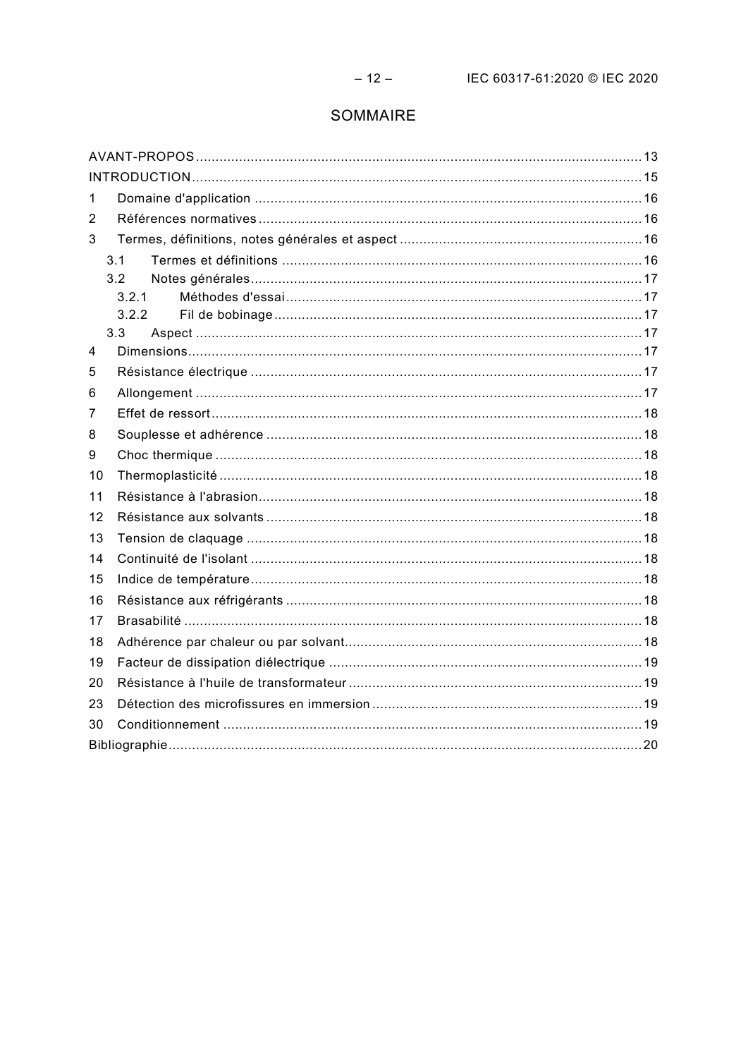# SOMMAIRE

AVANT-PROPOS .......... 13
INTRODUCTION .......... 15
1 Domaine d'application .......... 16
2 Références normatives .......... 16
3 Termes, définitions, notes générales et aspect .......... 16
  3.1 Termes et définitions .......... 16
  3.2 Notes générales .......... 17
    3.2.1 Méthodes d'essai .......... 17
    3.2.2 Fil de bobinage .......... 17
  3.3 Aspect .......... 17
4 Dimensions .......... 17
5 Résistance électrique .......... 17
6 Allongement .......... 17
7 Effet de ressort .......... 18
8 Souplesse et adhérence .......... 18
9 Choc thermique .......... 18
10 Thermoplasticité .......... 18
11 Résistance à l'abrasion .......... 18
12 Résistance aux solvants .......... 18
13 Tension de claquage .......... 18
14 Continuité de l'isolant .......... 18
15 Indice de température .......... 18
16 Résistance aux réfrigérants .......... 18
17 Brasabilité .......... 18
18 Adhérence par chaleur ou par solvant .......... 18
19 Facteur de dissipation diélectrique .......... 19
20 Résistance à l'huile de transformateur .......... 19
23 Détection des microfissures en immersion .......... 19
30 Conditionnement .......... 19
Bibliographie .......... 20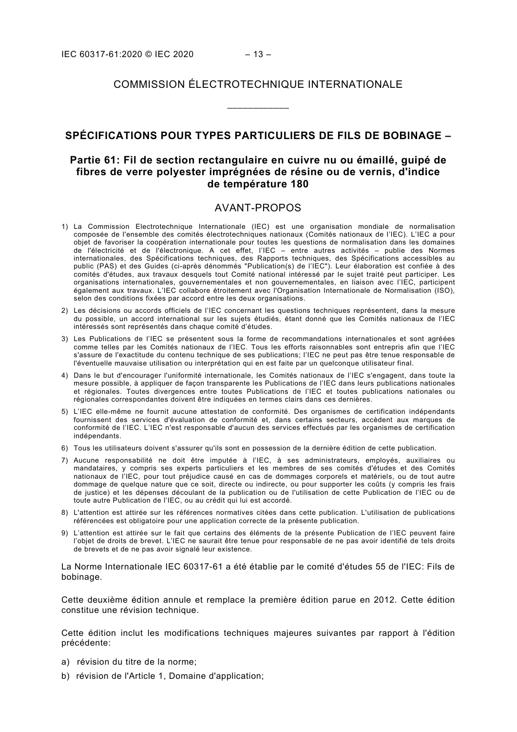COMMISSION ÉLECTROTECHNIQUE INTERNATIONALE

\_\_\_\_\_\_\_\_\_\_\_\_

# SPÉCIFICATIONS POUR TYPES PARTICULIERS DE FILS DE BOBINAGE –

## Partie 61: Fil de section rectangulaire en cuivre nu ou émaillé, guipé de fibres de verre polyester imprégnées de résine ou de vernis, d'indice de température 180

## AVANT-PROPOS

1) La Commission Electrotechnique Internationale (IEC) est une organisation mondiale de normalisation composée de l'ensemble des comités électrotechniques nationaux (Comités nationaux de l'IEC). L'IEC a pour objet de favoriser la coopération internationale pour toutes les questions de normalisation dans les domaines de l'électricité et de l'électronique. A cet effet, l'IEC – entre autres activités – publie des Normes internationales, des Spécifications techniques, des Rapports techniques, des Spécifications accessibles au public (PAS) et des Guides (ci-après dénommés "Publication(s) de l'IEC"). Leur élaboration est confiée à des comités d'études, aux travaux desquels tout Comité national intéressé par le sujet traité peut participer. Les organisations internationales, gouvernementales et non gouvernementales, en liaison avec l'IEC, participent également aux travaux. L'IEC collabore étroitement avec l'Organisation Internationale de Normalisation (ISO), selon des conditions fixées par accord entre les deux organisations.
2) Les décisions ou accords officiels de l'IEC concernant les questions techniques représentent, dans la mesure du possible, un accord international sur les sujets étudiés, étant donné que les Comités nationaux de l'IEC intéressés sont représentés dans chaque comité d'études.
3) Les Publications de l'IEC se présentent sous la forme de recommandations internationales et sont agréées comme telles par les Comités nationaux de l'IEC. Tous les efforts raisonnables sont entrepris afin que l'IEC s'assure de l'exactitude du contenu technique de ses publications; l'IEC ne peut pas être tenue responsable de l'éventuelle mauvaise utilisation ou interprétation qui en est faite par un quelconque utilisateur final.
4) Dans le but d'encourager l'uniformité internationale, les Comités nationaux de l'IEC s'engagent, dans toute la mesure possible, à appliquer de façon transparente les Publications de l'IEC dans leurs publications nationales et régionales. Toutes divergences entre toutes Publications de l'IEC et toutes publications nationales ou régionales correspondantes doivent être indiquées en termes clairs dans ces dernières.
5) L'IEC elle-même ne fournit aucune attestation de conformité. Des organismes de certification indépendants fournissent des services d'évaluation de conformité et, dans certains secteurs, accèdent aux marques de conformité de l'IEC. L'IEC n'est responsable d'aucun des services effectués par les organismes de certification indépendants.
6) Tous les utilisateurs doivent s'assurer qu'ils sont en possession de la dernière édition de cette publication.
7) Aucune responsabilité ne doit être imputée à l'IEC, à ses administrateurs, employés, auxiliaires ou mandataires, y compris ses experts particuliers et les membres de ses comités d'études et des Comités nationaux de l'IEC, pour tout préjudice causé en cas de dommages corporels et matériels, ou de tout autre dommage de quelque nature que ce soit, directe ou indirecte, ou pour supporter les coûts (y compris les frais de justice) et les dépenses découlant de la publication ou de l'utilisation de cette Publication de l'IEC ou de toute autre Publication de l'IEC, ou au crédit qui lui est accordé.
8) L'attention est attirée sur les références normatives citées dans cette publication. L'utilisation de publications référencées est obligatoire pour une application correcte de la présente publication.
9) L'attention est attirée sur le fait que certains des éléments de la présente Publication de l'IEC peuvent faire l'objet de droits de brevet. L'IEC ne saurait être tenue pour responsable de ne pas avoir identifié de tels droits de brevets et de ne pas avoir signalé leur existence.

La Norme Internationale IEC 60317-61 a été établie par le comité d'études 55 de l'IEC: Fils de bobinage.

Cette deuxième édition annule et remplace la première édition parue en 2012. Cette édition constitue une révision technique.

Cette édition inclut les modifications techniques majeures suivantes par rapport à l'édition précédente:

a) révision du titre de la norme;
b) révision de l'Article 1, Domaine d'application;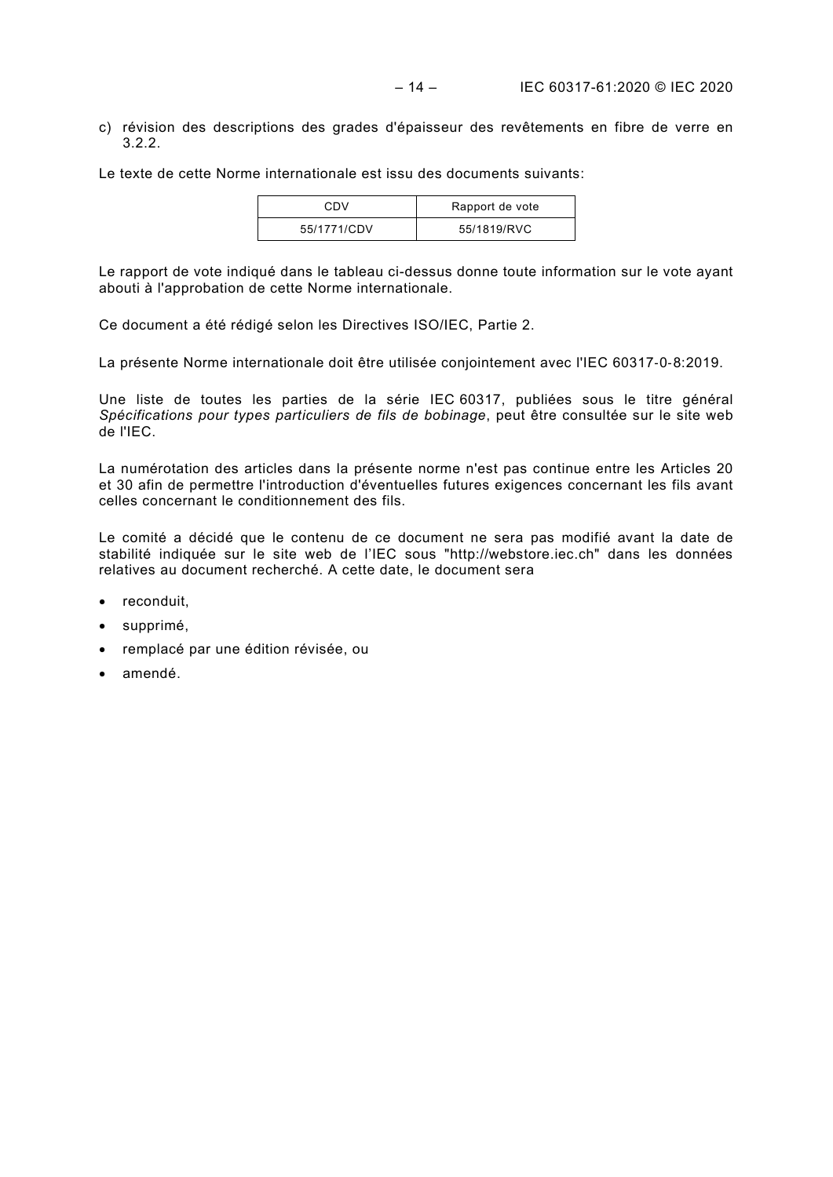c) révision des descriptions des grades d'épaisseur des revêtements en fibre de verre en 3.2.2.

Le texte de cette Norme internationale est issu des documents suivants:

| CDV | Rapport de vote |
|---|---|
| 55/1771/CDV | 55/1819/RVC |

Le rapport de vote indiqué dans le tableau ci-dessus donne toute information sur le vote ayant abouti à l'approbation de cette Norme internationale.

Ce document a été rédigé selon les Directives ISO/IEC, Partie 2.

La présente Norme internationale doit être utilisée conjointement avec l'IEC 60317-0-8:2019.

Une liste de toutes les parties de la série IEC 60317, publiées sous le titre général *Spécifications pour types particuliers de fils de bobinage*, peut être consultée sur le site web de l'IEC.

La numérotation des articles dans la présente norme n'est pas continue entre les Articles 20 et 30 afin de permettre l'introduction d'éventuelles futures exigences concernant les fils avant celles concernant le conditionnement des fils.

Le comité a décidé que le contenu de ce document ne sera pas modifié avant la date de stabilité indiquée sur le site web de l'IEC sous "http://webstore.iec.ch" dans les données relatives au document recherché. A cette date, le document sera

- reconduit,
- supprimé,
- remplacé par une édition révisée, ou
- amendé.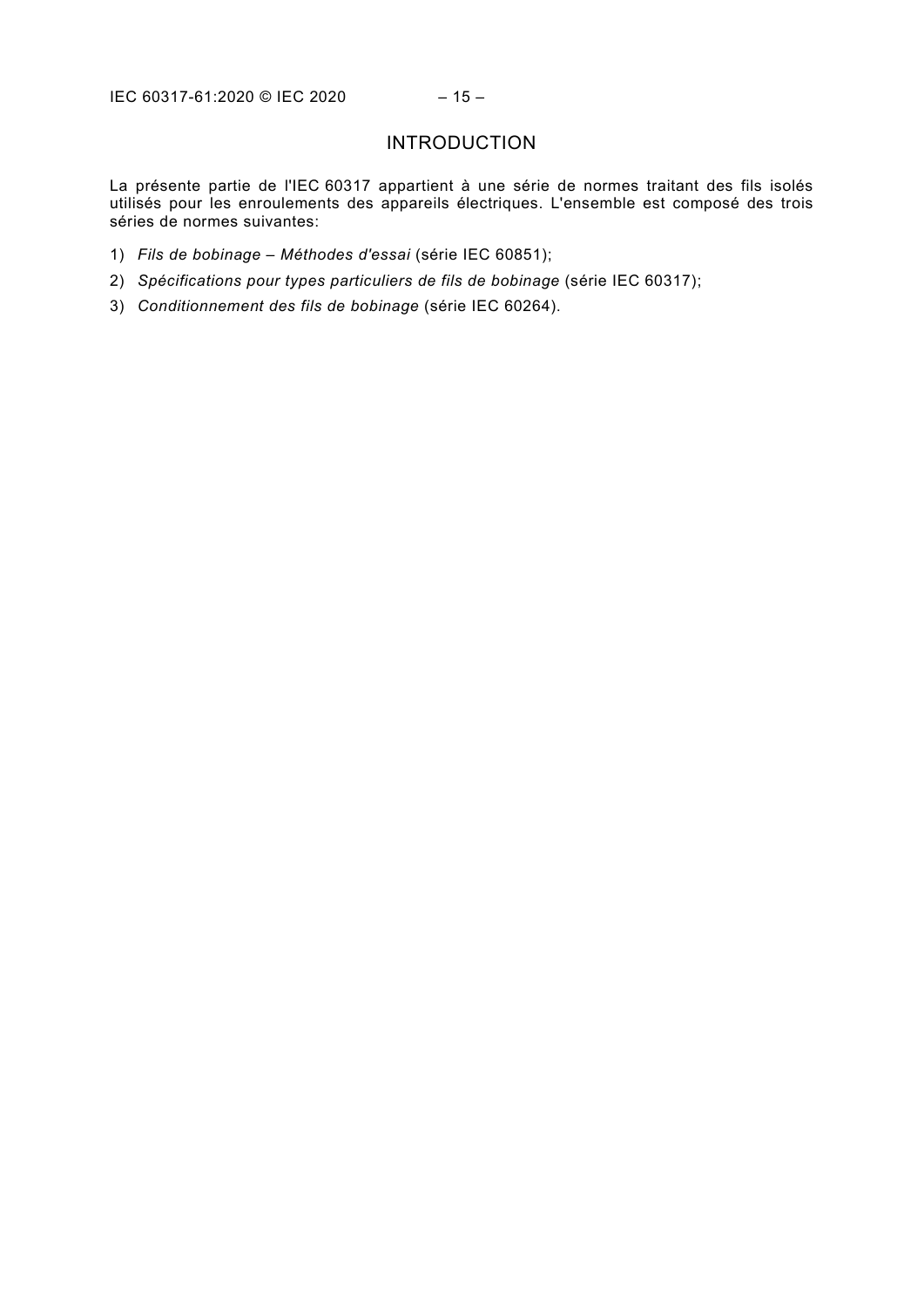# INTRODUCTION

La présente partie de l'IEC 60317 appartient à une série de normes traitant des fils isolés utilisés pour les enroulements des appareils électriques. L'ensemble est composé des trois séries de normes suivantes:

1) *Fils de bobinage – Méthodes d'essai* (série IEC 60851);
2) *Spécifications pour types particuliers de fils de bobinage* (série IEC 60317);
3) *Conditionnement des fils de bobinage* (série IEC 60264).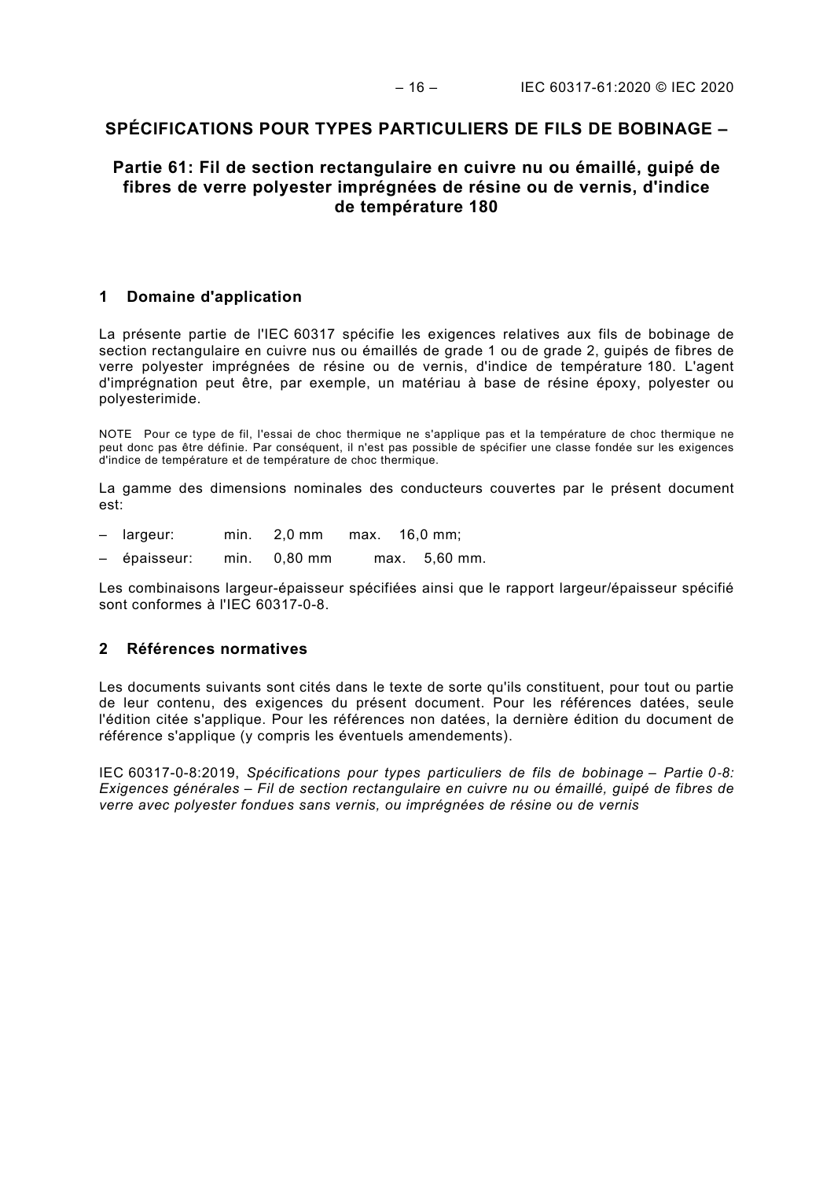# SPÉCIFICATIONS POUR TYPES PARTICULIERS DE FILS DE BOBINAGE –

## Partie 61: Fil de section rectangulaire en cuivre nu ou émaillé, guipé de fibres de verre polyester imprégnées de résine ou de vernis, d'indice de température 180

### 1 Domaine d'application

La présente partie de l'IEC 60317 spécifie les exigences relatives aux fils de bobinage de section rectangulaire en cuivre nus ou émaillés de grade 1 ou de grade 2, guipés de fibres de verre polyester imprégnées de résine ou de vernis, d'indice de température 180. L'agent d'imprégnation peut être, par exemple, un matériau à base de résine époxy, polyester ou polyesterimide.

NOTE Pour ce type de fil, l'essai de choc thermique ne s'applique pas et la température de choc thermique ne peut donc pas être définie. Par conséquent, il n'est pas possible de spécifier une classe fondée sur les exigences d'indice de température et de température de choc thermique.

La gamme des dimensions nominales des conducteurs couvertes par le présent document est:

– largeur: min. 2,0 mm max. 16,0 mm;

– épaisseur: min. 0,80 mm max. 5,60 mm.

Les combinaisons largeur-épaisseur spécifiées ainsi que le rapport largeur/épaisseur spécifié sont conformes à l'IEC 60317-0-8.

### 2 Références normatives

Les documents suivants sont cités dans le texte de sorte qu'ils constituent, pour tout ou partie de leur contenu, des exigences du présent document. Pour les références datées, seule l'édition citée s'applique. Pour les références non datées, la dernière édition du document de référence s'applique (y compris les éventuels amendements).

IEC 60317-0-8:2019, *Spécifications pour types particuliers de fils de bobinage – Partie 0-8: Exigences générales – Fil de section rectangulaire en cuivre nu ou émaillé, guipé de fibres de verre avec polyester fondues sans vernis, ou imprégnées de résine ou de vernis*